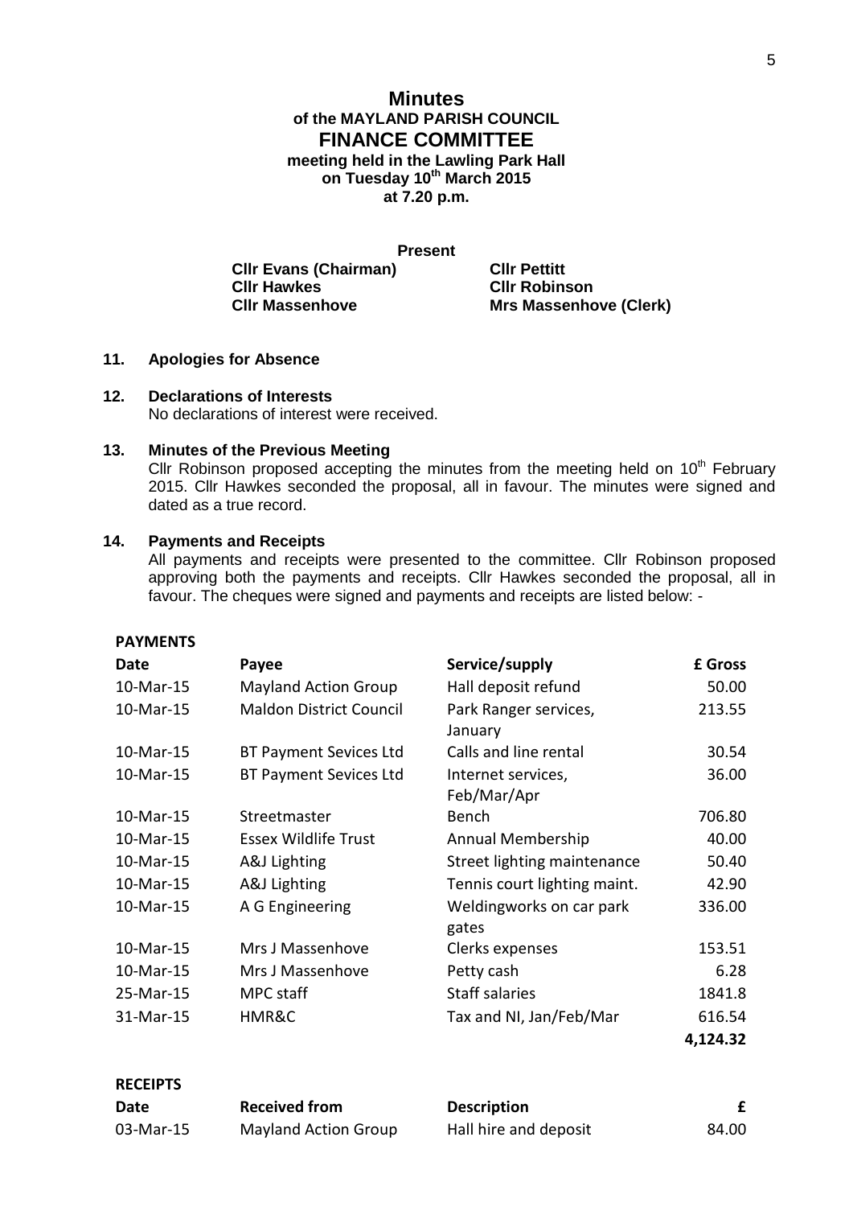# Minutes

**of the MAYLAND PARISH COUNCIL**

## FINANCE COMMITTEE

**meeting held in the Lawling Park Hall**
**on Tuesday 10th March 2015**
**at 7.20 p.m.**

**Present**

**Cllr Evans (Chairman)**
**Cllr Hawkes**
**Cllr Massenhove**
**Cllr Pettitt**
**Cllr Robinson**
**Mrs Massenhove (Clerk)**

**11. Apologies for Absence**

**12. Declarations of Interests**

No declarations of interest were received.

**13. Minutes of the Previous Meeting**

Cllr Robinson proposed accepting the minutes from the meeting held on 10th February 2015. Cllr Hawkes seconded the proposal, all in favour. The minutes were signed and dated as a true record.

**14. Payments and Receipts**

All payments and receipts were presented to the committee. Cllr Robinson proposed approving both the payments and receipts. Cllr Hawkes seconded the proposal, all in favour. The cheques were signed and payments and receipts are listed below: -

**PAYMENTS**

| Date | Payee | Service/supply | £ Gross |
|---|---|---|---|
| 10-Mar-15 | Mayland Action Group | Hall deposit refund | 50.00 |
| 10-Mar-15 | Maldon District Council | Park Ranger services, January | 213.55 |
| 10-Mar-15 | BT Payment Sevices Ltd | Calls and line rental | 30.54 |
| 10-Mar-15 | BT Payment Sevices Ltd | Internet services, Feb/Mar/Apr | 36.00 |
| 10-Mar-15 | Streetmaster | Bench | 706.80 |
| 10-Mar-15 | Essex Wildlife Trust | Annual Membership | 40.00 |
| 10-Mar-15 | A&J Lighting | Street lighting maintenance | 50.40 |
| 10-Mar-15 | A&J Lighting | Tennis court lighting maint. | 42.90 |
| 10-Mar-15 | A G Engineering | Weldingworks on car park gates | 336.00 |
| 10-Mar-15 | Mrs J Massenhove | Clerks expenses | 153.51 |
| 10-Mar-15 | Mrs J Massenhove | Petty cash | 6.28 |
| 25-Mar-15 | MPC staff | Staff salaries | 1841.8 |
| 31-Mar-15 | HMR&C | Tax and NI, Jan/Feb/Mar | 616.54 |
| | | | **4,124.32** |

**RECEIPTS**

| Date | Received from | Description | £ |
|---|---|---|---|
| 03-Mar-15 | Mayland Action Group | Hall hire and deposit | 84.00 |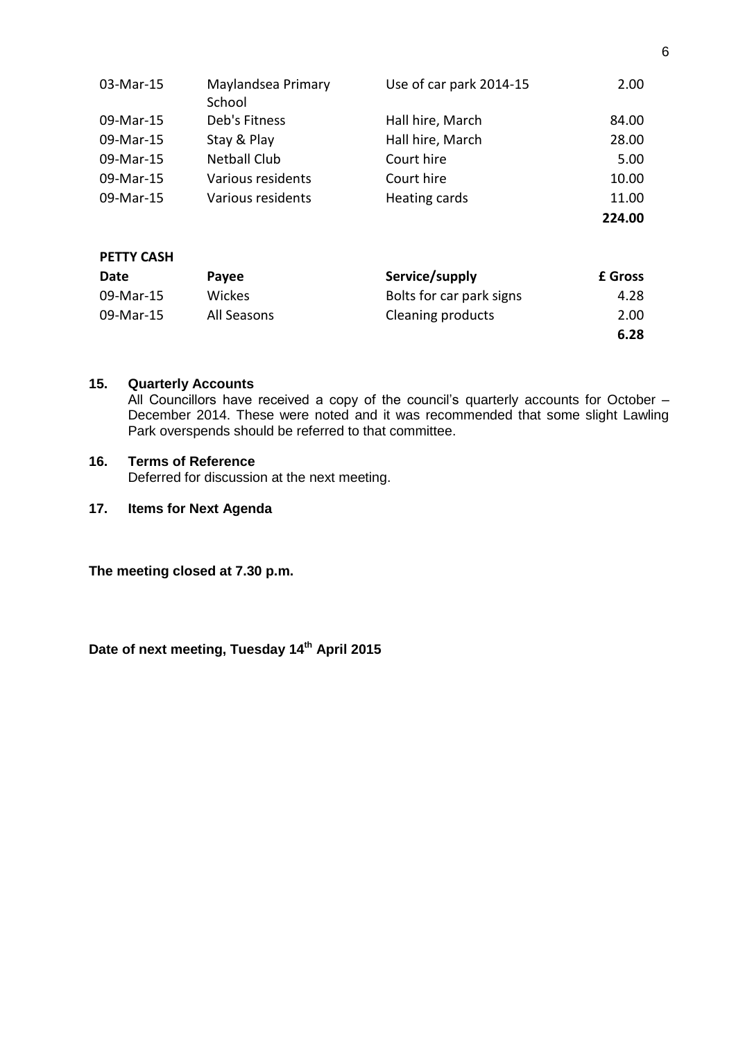| | | | |
|---|---|---|---|
| 03-Mar-15 | Maylandsea Primary School | Use of car park 2014-15 | 2.00 |
| 09-Mar-15 | Deb's Fitness | Hall hire, March | 84.00 |
| 09-Mar-15 | Stay & Play | Hall hire, March | 28.00 |
| 09-Mar-15 | Netball Club | Court hire | 5.00 |
| 09-Mar-15 | Various residents | Court hire | 10.00 |
| 09-Mar-15 | Various residents | Heating cards | 11.00 |
| | | | **224.00** |

**PETTY CASH**

| Date | Payee | Service/supply | £ Gross |
|---|---|---|---|
| 09-Mar-15 | Wickes | Bolts for car park signs | 4.28 |
| 09-Mar-15 | All Seasons | Cleaning products | 2.00 |
| | | | **6.28** |

**15. Quarterly Accounts**
All Councillors have received a copy of the council's quarterly accounts for October – December 2014. These were noted and it was recommended that some slight Lawling Park overspends should be referred to that committee.

**16. Terms of Reference**
Deferred for discussion at the next meeting.

**17. Items for Next Agenda**

**The meeting closed at 7.30 p.m.**

**Date of next meeting, Tuesday 14th April 2015**